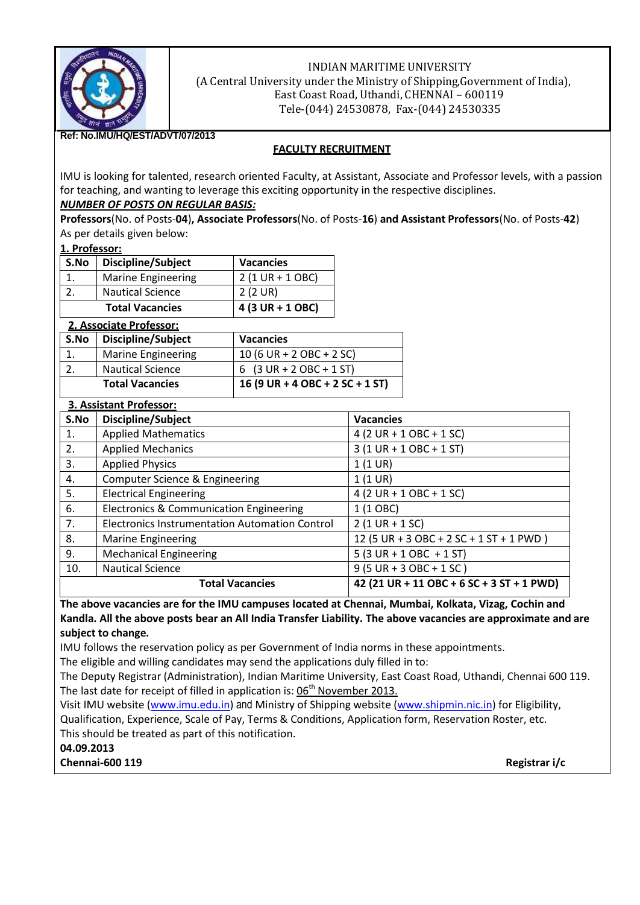INDIAN MARITIME UNIVERSITY
(A Central University under the Ministry of Shipping,Government of India),
East Coast Road, Uthandi, CHENNAI – 600119
Tele-(044) 24530878, Fax-(044) 24530335

**Ref: No.IMU/HQ/EST/ADVT/07/2013**

## FACULTY RECRUITMENT

IMU is looking for talented, research oriented Faculty, at Assistant, Associate and Professor levels, with a passion for teaching, and wanting to leverage this exciting opportunity in the respective disciplines.

***NUMBER OF POSTS ON REGULAR BASIS:***

**Professors**(No. of Posts-**04**)**, Associate Professors**(No. of Posts-**16**) **and Assistant Professors**(No. of Posts-**42**) As per details given below:

**1. Professor:**

| S.No | Discipline/Subject | Vacancies |
|---|---|---|
| 1. | Marine Engineering | 2 (1 UR + 1 OBC) |
| 2. | Nautical Science | 2 (2 UR) |
| | **Total Vacancies** | **4 (3 UR + 1 OBC)** |

**2. Associate Professor:**

| S.No | Discipline/Subject | Vacancies |
|---|---|---|
| 1. | Marine Engineering | 10 (6 UR + 2 OBC + 2 SC) |
| 2. | Nautical Science | 6 (3 UR + 2 OBC + 1 ST) |
| | **Total Vacancies** | **16 (9 UR + 4 OBC + 2 SC + 1 ST)** |

**3. Assistant Professor:**

| S.No | Discipline/Subject | Vacancies |
|---|---|---|
| 1. | Applied Mathematics | 4 (2 UR + 1 OBC + 1 SC) |
| 2. | Applied Mechanics | 3 (1 UR + 1 OBC + 1 ST) |
| 3. | Applied Physics | 1 (1 UR) |
| 4. | Computer Science & Engineering | 1 (1 UR) |
| 5. | Electrical Engineering | 4 (2 UR + 1 OBC + 1 SC) |
| 6. | Electronics & Communication Engineering | 1 (1 OBC) |
| 7. | Electronics Instrumentation Automation Control | 2 (1 UR + 1 SC) |
| 8. | Marine Engineering | 12 (5 UR + 3 OBC + 2 SC + 1 ST + 1 PWD ) |
| 9. | Mechanical Engineering | 5 (3 UR + 1 OBC + 1 ST) |
| 10. | Nautical Science | 9 (5 UR + 3 OBC + 1 SC ) |
| | **Total Vacancies** | **42 (21 UR + 11 OBC + 6 SC + 3 ST + 1 PWD)** |

**The above vacancies are for the IMU campuses located at Chennai, Mumbai, Kolkata, Vizag, Cochin and Kandla. All the above posts bear an All India Transfer Liability. The above vacancies are approximate and are subject to change.**

IMU follows the reservation policy as per Government of India norms in these appointments.

The eligible and willing candidates may send the applications duly filled in to:

The Deputy Registrar (Administration), Indian Maritime University, East Coast Road, Uthandi, Chennai 600 119.

The last date for receipt of filled in application is: 06th November 2013.

Visit IMU website (www.imu.edu.in) and Ministry of Shipping website (www.shipmin.nic.in) for Eligibility, Qualification, Experience, Scale of Pay, Terms & Conditions, Application form, Reservation Roster, etc. This should be treated as part of this notification.

**04.09.2013**

**Chennai-600 119** **Registrar i/c**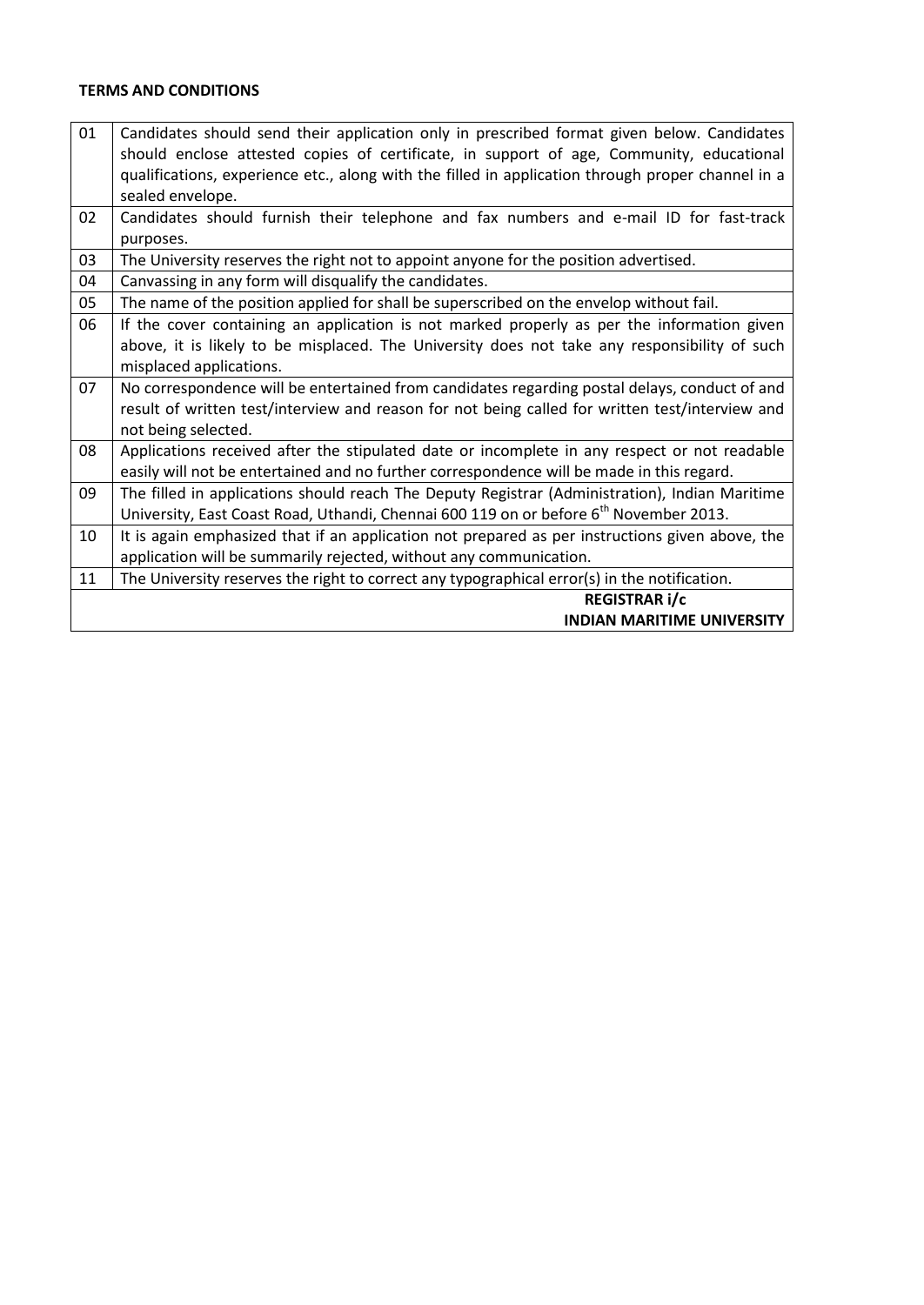**TERMS AND CONDITIONS**

| | |
|---|---|
| 01 | Candidates should send their application only in prescribed format given below. Candidates should enclose attested copies of certificate, in support of age, Community, educational qualifications, experience etc., along with the filled in application through proper channel in a sealed envelope. |
| 02 | Candidates should furnish their telephone and fax numbers and e-mail ID for fast-track purposes. |
| 03 | The University reserves the right not to appoint anyone for the position advertised. |
| 04 | Canvassing in any form will disqualify the candidates. |
| 05 | The name of the position applied for shall be superscribed on the envelop without fail. |
| 06 | If the cover containing an application is not marked properly as per the information given above, it is likely to be misplaced. The University does not take any responsibility of such misplaced applications. |
| 07 | No correspondence will be entertained from candidates regarding postal delays, conduct of and result of written test/interview and reason for not being called for written test/interview and not being selected. |
| 08 | Applications received after the stipulated date or incomplete in any respect or not readable easily will not be entertained and no further correspondence will be made in this regard. |
| 09 | The filled in applications should reach The Deputy Registrar (Administration), Indian Maritime University, East Coast Road, Uthandi, Chennai 600 119 on or before 6th November 2013. |
| 10 | It is again emphasized that if an application not prepared as per instructions given above, the application will be summarily rejected, without any communication. |
| 11 | The University reserves the right to correct any typographical error(s) in the notification. |
| | **REGISTRAR i/c** **INDIAN MARITIME UNIVERSITY** |